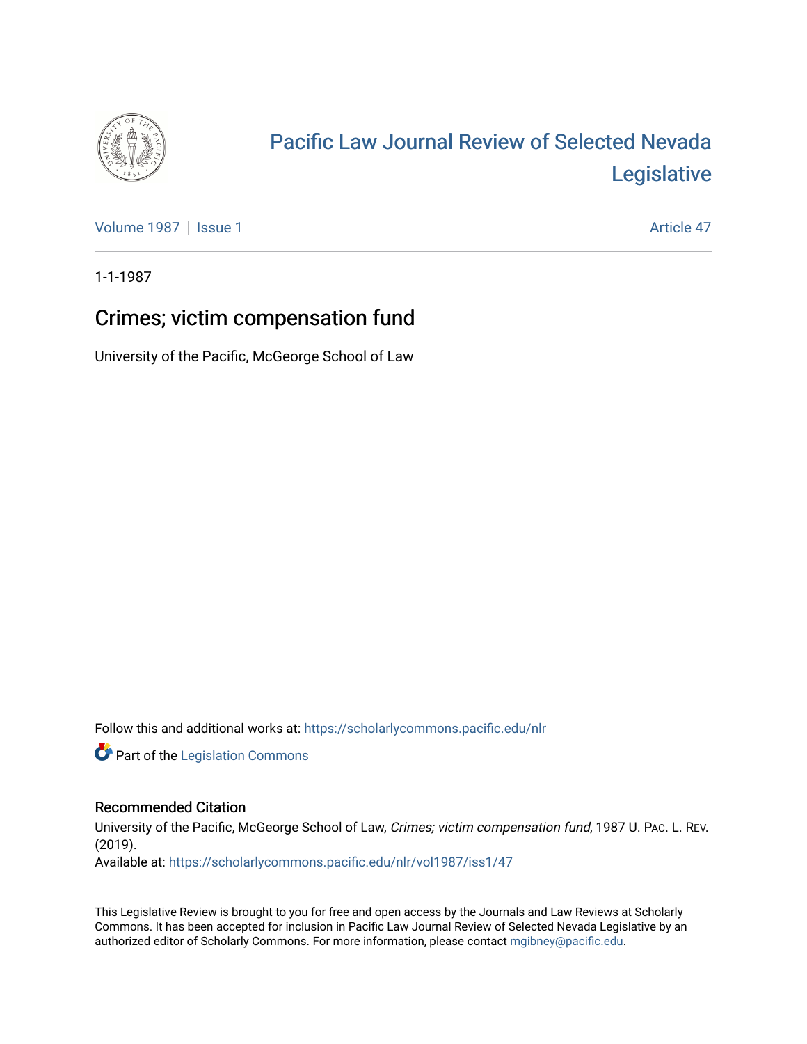# Pacific Law Journal Review of Selected Nevada Legislative

Volume 1987 | Issue 1 Article 47

1-1-1987

## Crimes; victim compensation fund

University of the Pacific, McGeorge School of Law

Follow this and additional works at: https://scholarlycommons.pacific.edu/nlr

Part of the Legislation Commons

### Recommended Citation

University of the Pacific, McGeorge School of Law, *Crimes; victim compensation fund*, 1987 U. PAC. L. REV. (2019).
Available at: https://scholarlycommons.pacific.edu/nlr/vol1987/iss1/47

This Legislative Review is brought to you for free and open access by the Journals and Law Reviews at Scholarly Commons. It has been accepted for inclusion in Pacific Law Journal Review of Selected Nevada Legislative by an authorized editor of Scholarly Commons. For more information, please contact mgibney@pacific.edu.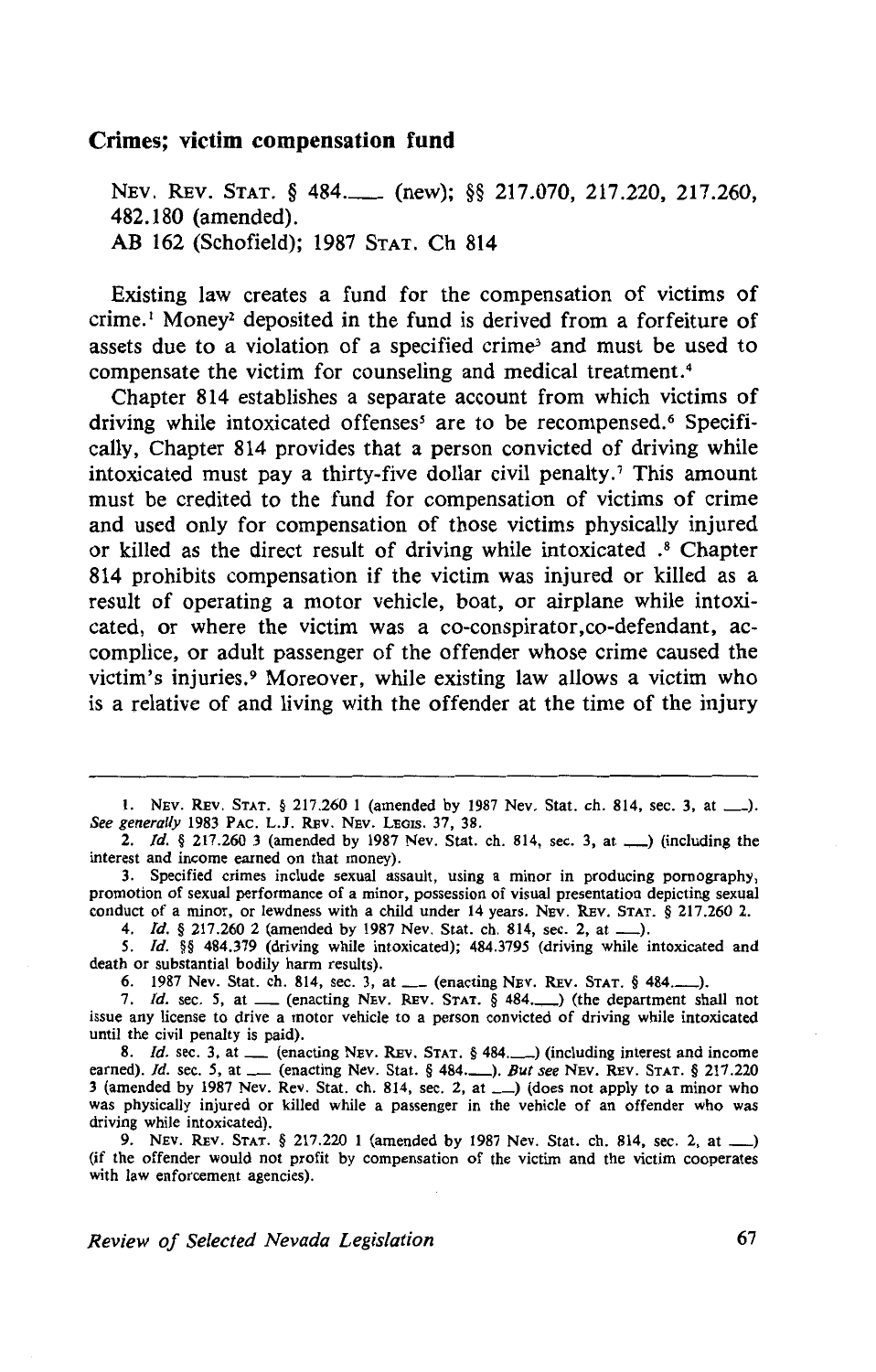## Crimes; victim compensation fund

NEV. REV. STAT. § 484.___ (new); §§ 217.070, 217.220, 217.260, 482.180 (amended).
AB 162 (Schofield); 1987 STAT. Ch 814

Existing law creates a fund for the compensation of victims of crime.[1] Money[2] deposited in the fund is derived from a forfeiture of assets due to a violation of a specified crime[3] and must be used to compensate the victim for counseling and medical treatment.[4]

Chapter 814 establishes a separate account from which victims of driving while intoxicated offenses[5] are to be recompensed.[6] Specifically, Chapter 814 provides that a person convicted of driving while intoxicated must pay a thirty-five dollar civil penalty.[7] This amount must be credited to the fund for compensation of victims of crime and used only for compensation of those victims physically injured or killed as the direct result of driving while intoxicated .[8] Chapter 814 prohibits compensation if the victim was injured or killed as a result of operating a motor vehicle, boat, or airplane while intoxicated, or where the victim was a co-conspirator,co-defendant, accomplice, or adult passenger of the offender whose crime caused the victim's injuries.[9] Moreover, while existing law allows a victim who is a relative of and living with the offender at the time of the injury

---

1. NEV. REV. STAT. § 217.260 1 (amended by 1987 Nev. Stat. ch. 814, sec. 3, at ___). *See generally* 1983 PAC. L.J. REV. NEV. LEGIS. 37, 38.

2. *Id.* § 217.260 3 (amended by 1987 Nev. Stat. ch. 814, sec. 3, at ___) (including the interest and income earned on that money).

3. Specified crimes include sexual assault, using a minor in producing pornography, promotion of sexual performance of a minor, possession of visual presentation depicting sexual conduct of a minor, or lewdness with a child under 14 years. NEV. REV. STAT. § 217.260 2.

4. *Id.* § 217.260 2 (amended by 1987 Nev. Stat. ch. 814, sec. 2, at ___).

5. *Id.* §§ 484.379 (driving while intoxicated); 484.3795 (driving while intoxicated and death or substantial bodily harm results).

6. 1987 Nev. Stat. ch. 814, sec. 3, at ___ (enacting NEV. REV. STAT. § 484.___).

7. *Id.* sec. 5, at ___ (enacting NEV. REV. STAT. § 484.___) (the department shall not issue any license to drive a motor vehicle to a person convicted of driving while intoxicated until the civil penalty is paid).

8. *Id.* sec. 3, at ___ (enacting NEV. REV. STAT. § 484.___) (including interest and income earned). *Id.* sec. 5, at ___ (enacting Nev. Stat. § 484.___). *But see* NEV. REV. STAT. § 217.220 3 (amended by 1987 Nev. Rev. Stat. ch. 814, sec. 2, at ___) (does not apply to a minor who was physically injured or killed while a passenger in the vehicle of an offender who was driving while intoxicated).

9. NEV. REV. STAT. § 217.220 1 (amended by 1987 Nev. Stat. ch. 814, sec. 2, at ___) (if the offender would not profit by compensation of the victim and the victim cooperates with law enforcement agencies).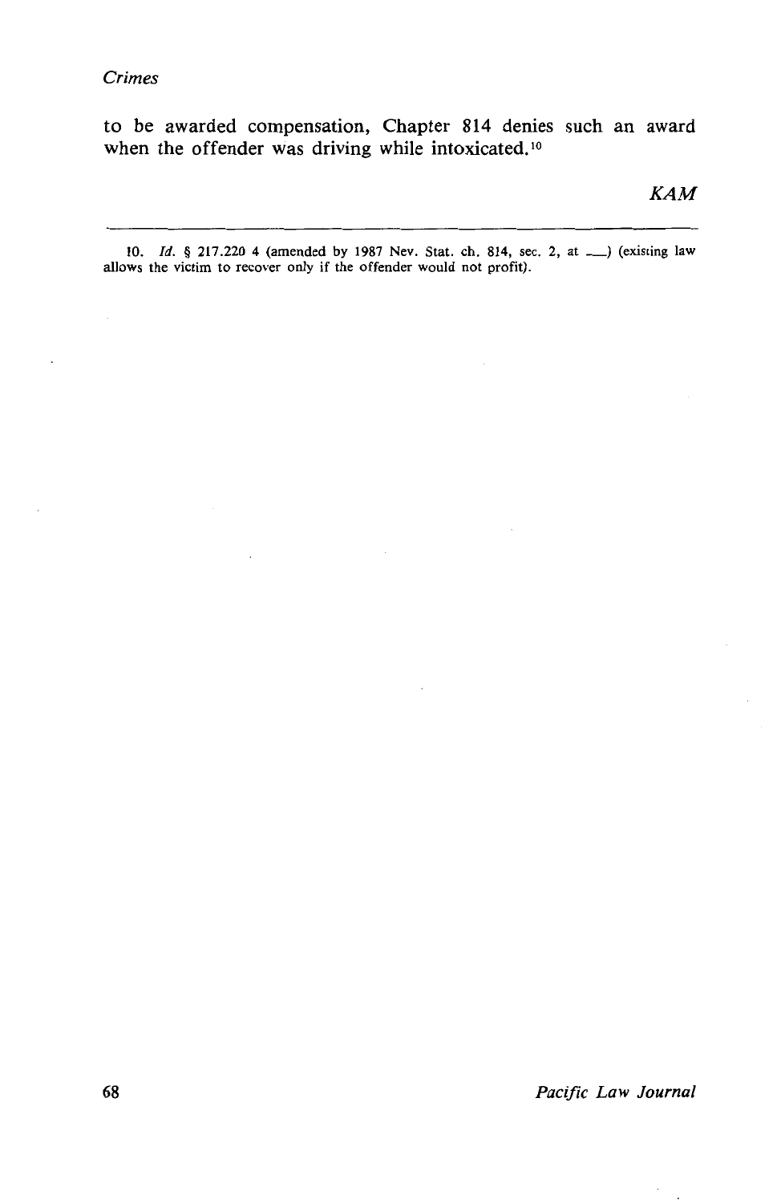to be awarded compensation, Chapter 814 denies such an award when the offender was driving while intoxicated.[10]

*KAM*

---

10. *Id.* § 217.220 4 (amended by 1987 Nev. Stat. ch. 814, sec. 2, at ___) (existing law allows the victim to recover only if the offender would not profit).